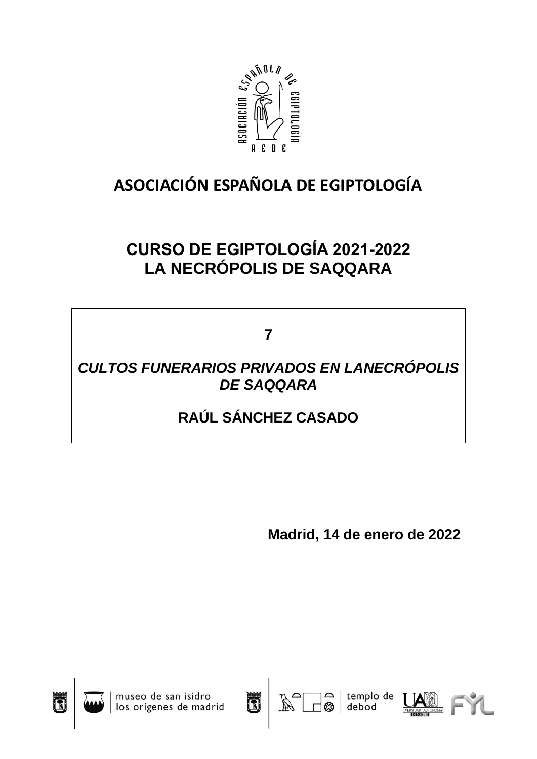# ASOCIACIÓN ESPAÑOLA DE EGIPTOLOGÍA

## CURSO DE EGIPTOLOGÍA 2021-2022
## LA NECRÓPOLIS DE SAQQARA

**7**

***CULTOS FUNERARIOS PRIVADOS EN LANECRÓPOLIS DE SAQQARA***

**RAÚL SÁNCHEZ CASADO**

**Madrid, 14 de enero de 2022**

museo de san isidro
los orígenes de madrid

templo de
debod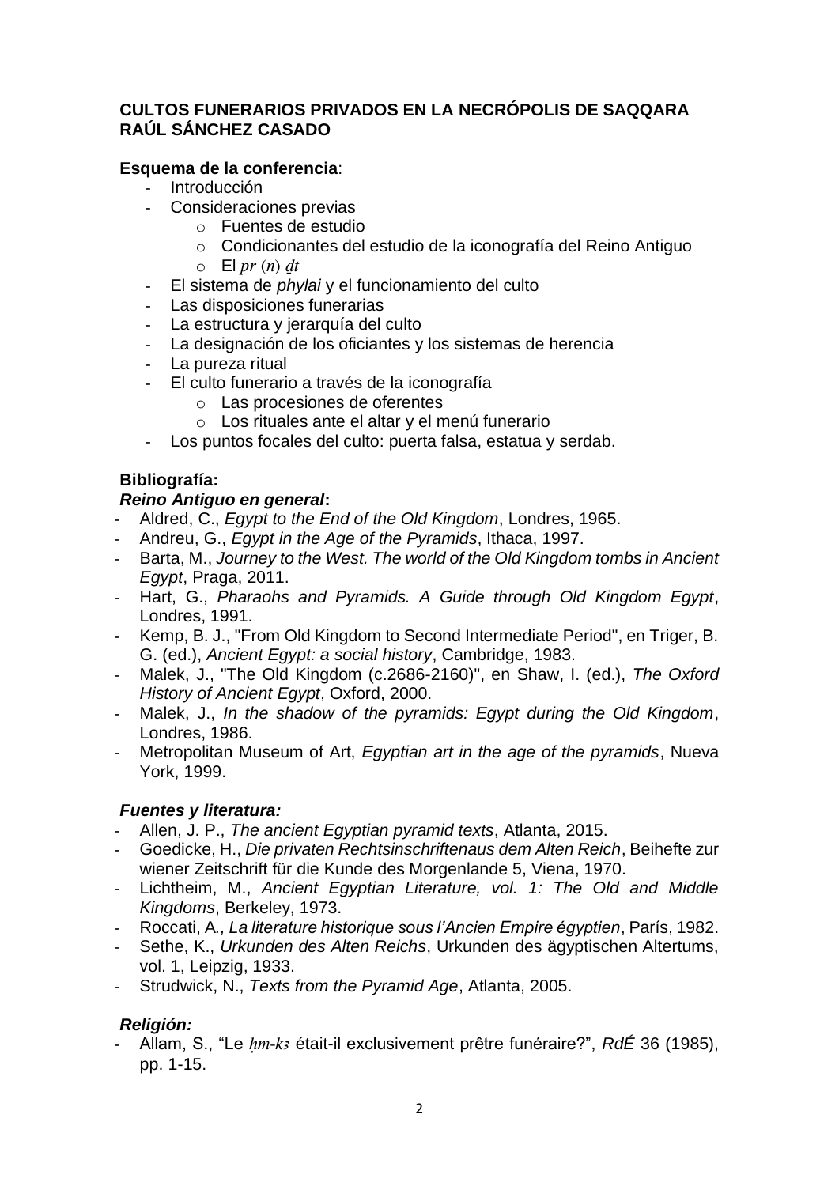**CULTOS FUNERARIOS PRIVADOS EN LA NECRÓPOLIS DE SAQQARA**
**RAÚL SÁNCHEZ CASADO**

**Esquema de la conferencia**:

- Introducción
- Consideraciones previas
  - Fuentes de estudio
  - Condicionantes del estudio de la iconografía del Reino Antiguo
  - El *pr (n) ḏt*
- El sistema de *phylai* y el funcionamiento del culto
- Las disposiciones funerarias
- La estructura y jerarquía del culto
- La designación de los oficiantes y los sistemas de herencia
- La pureza ritual
- El culto funerario a través de la iconografía
  - Las procesiones de oferentes
  - Los rituales ante el altar y el menú funerario
- Los puntos focales del culto: puerta falsa, estatua y serdab.

**Bibliografía:**

***Reino Antiguo en general*:**

- Aldred, C., *Egypt to the End of the Old Kingdom*, Londres, 1965.
- Andreu, G., *Egypt in the Age of the Pyramids*, Ithaca, 1997.
- Barta, M., *Journey to the West. The world of the Old Kingdom tombs in Ancient Egypt*, Praga, 2011.
- Hart, G., *Pharaohs and Pyramids. A Guide through Old Kingdom Egypt*, Londres, 1991.
- Kemp, B. J., "From Old Kingdom to Second Intermediate Period", en Triger, B. G. (ed.), *Ancient Egypt: a social history*, Cambridge, 1983.
- Malek, J., "The Old Kingdom (c.2686-2160)", en Shaw, I. (ed.), *The Oxford History of Ancient Egypt*, Oxford, 2000.
- Malek, J., *In the shadow of the pyramids: Egypt during the Old Kingdom*, Londres, 1986.
- Metropolitan Museum of Art, *Egyptian art in the age of the pyramids*, Nueva York, 1999.

***Fuentes y literatura:***

- Allen, J. P., *The ancient Egyptian pyramid texts*, Atlanta, 2015.
- Goedicke, H., *Die privaten Rechtsinschriftenaus dem Alten Reich*, Beihefte zur wiener Zeitschrift für die Kunde des Morgenlande 5, Viena, 1970.
- Lichtheim, M., *Ancient Egyptian Literature, vol. 1: The Old and Middle Kingdoms*, Berkeley, 1973.
- Roccati, A*., La literature historique sous l'Ancien Empire égyptien*, París, 1982.
- Sethe, K., *Urkunden des Alten Reichs*, Urkunden des ägyptischen Altertums, vol. 1, Leipzig, 1933.
- Strudwick, N., *Texts from the Pyramid Age*, Atlanta, 2005.

***Religión:***

- Allam, S., "Le *ḥm-kꜣ* était-il exclusivement prêtre funéraire?", *RdÉ* 36 (1985), pp. 1-15.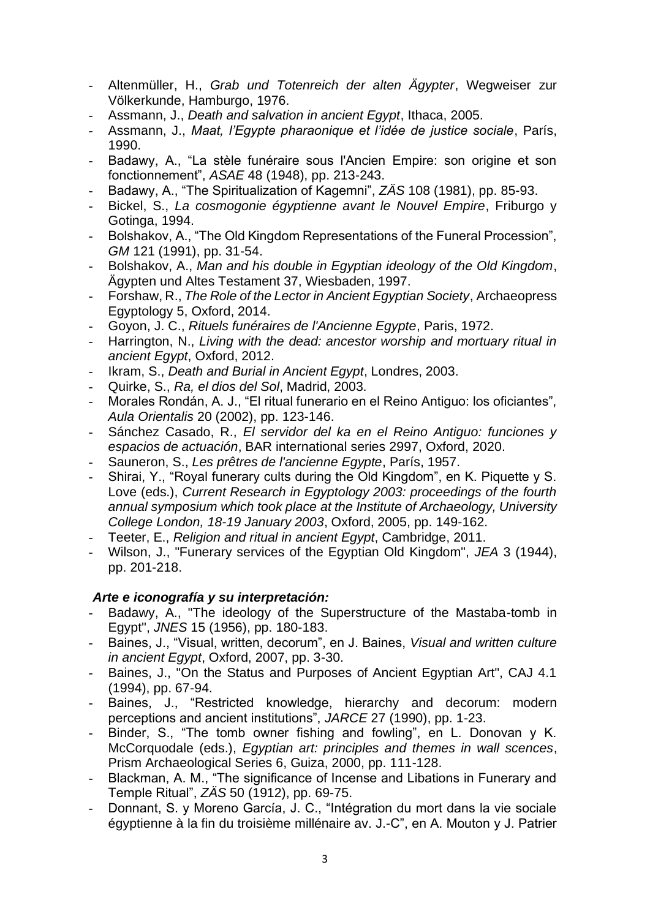- Altenmüller, H., *Grab und Totenreich der alten Ägypter*, Wegweiser zur Völkerkunde, Hamburgo, 1976.
- Assmann, J., *Death and salvation in ancient Egypt*, Ithaca, 2005.
- Assmann, J., *Maat, l'Egypte pharaonique et l'idée de justice sociale*, París, 1990.
- Badawy, A., "La stèle funéraire sous l'Ancien Empire: son origine et son fonctionnement", *ASAE* 48 (1948), pp. 213-243.
- Badawy, A., "The Spiritualization of Kagemni", *ZÄS* 108 (1981), pp. 85-93.
- Bickel, S., *La cosmogonie égyptienne avant le Nouvel Empire*, Friburgo y Gotinga, 1994.
- Bolshakov, A., "The Old Kingdom Representations of the Funeral Procession", *GM* 121 (1991), pp. 31-54.
- Bolshakov, A., *Man and his double in Egyptian ideology of the Old Kingdom*, Ägypten und Altes Testament 37, Wiesbaden, 1997.
- Forshaw, R., *The Role of the Lector in Ancient Egyptian Society*, Archaeopress Egyptology 5, Oxford, 2014.
- Goyon, J. C., *Rituels funéraires de l'Ancienne Egypte*, Paris, 1972.
- Harrington, N., *Living with the dead: ancestor worship and mortuary ritual in ancient Egypt*, Oxford, 2012.
- Ikram, S., *Death and Burial in Ancient Egypt*, Londres, 2003.
- Quirke, S., *Ra, el dios del Sol*, Madrid, 2003.
- Morales Rondán, A. J., "El ritual funerario en el Reino Antiguo: los oficiantes", *Aula Orientalis* 20 (2002), pp. 123-146.
- Sánchez Casado, R., *El servidor del ka en el Reino Antiguo: funciones y espacios de actuación*, BAR international series 2997, Oxford, 2020.
- Sauneron, S., *Les prêtres de l'ancienne Egypte*, París, 1957.
- Shirai, Y., "Royal funerary cults during the Old Kingdom", en K. Piquette y S. Love (eds.), *Current Research in Egyptology 2003: proceedings of the fourth annual symposium which took place at the Institute of Archaeology, University College London, 18-19 January 2003*, Oxford, 2005, pp. 149-162.
- Teeter, E., *Religion and ritual in ancient Egypt*, Cambridge, 2011.
- Wilson, J., "Funerary services of the Egyptian Old Kingdom", *JEA* 3 (1944), pp. 201-218.

***Arte e iconografía y su interpretación:***

- Badawy, A., "The ideology of the Superstructure of the Mastaba-tomb in Egypt", *JNES* 15 (1956), pp. 180-183.
- Baines, J., "Visual, written, decorum", en J. Baines, *Visual and written culture in ancient Egypt*, Oxford, 2007, pp. 3-30.
- Baines, J., "On the Status and Purposes of Ancient Egyptian Art", CAJ 4.1 (1994), pp. 67-94.
- Baines, J., "Restricted knowledge, hierarchy and decorum: modern perceptions and ancient institutions", *JARCE* 27 (1990), pp. 1-23.
- Binder, S., "The tomb owner fishing and fowling", en L. Donovan y K. McCorquodale (eds.), *Egyptian art: principles and themes in wall scences*, Prism Archaeological Series 6, Guiza, 2000, pp. 111-128.
- Blackman, A. M., "The significance of Incense and Libations in Funerary and Temple Ritual", *ZÄS* 50 (1912), pp. 69-75.
- Donnant, S. y Moreno García, J. C., "Intégration du mort dans la vie sociale égyptienne à la fin du troisième millénaire av. J.-C", en A. Mouton y J. Patrier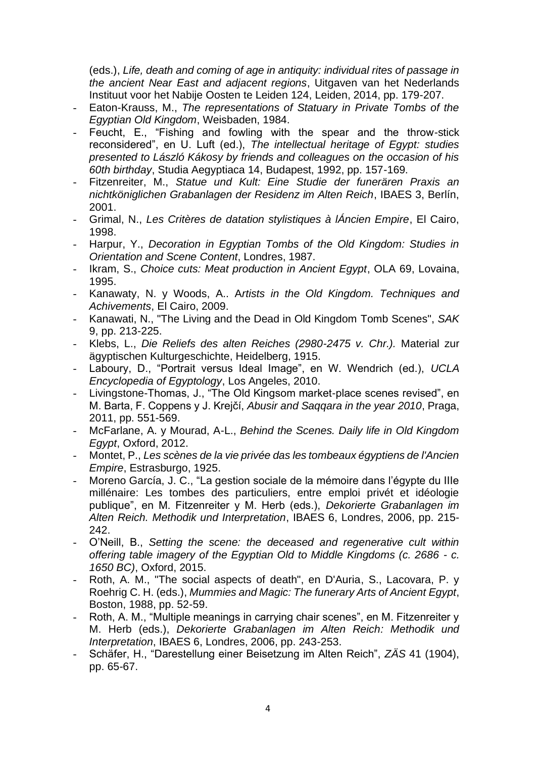(eds.), *Life, death and coming of age in antiquity: individual rites of passage in the ancient Near East and adjacent regions*, Uitgaven van het Nederlands Instituut voor het Nabije Oosten te Leiden 124, Leiden, 2014, pp. 179-207.

- Eaton-Krauss, M., *The representations of Statuary in Private Tombs of the Egyptian Old Kingdom*, Weisbaden, 1984.
- Feucht, E., "Fishing and fowling with the spear and the throw-stick reconsidered", en U. Luft (ed.), *The intellectual heritage of Egypt: studies presented to László Kákosy by friends and colleagues on the occasion of his 60th birthday*, Studia Aegyptiaca 14, Budapest, 1992, pp. 157-169.
- Fitzenreiter, M., *Statue und Kult: Eine Studie der funerären Praxis an nichtköniglichen Grabanlagen der Residenz im Alten Reich*, IBAES 3, Berlín, 2001.
- Grimal, N., *Les Critères de datation stylistiques à lÁncien Empire*, El Cairo, 1998.
- Harpur, Y., *Decoration in Egyptian Tombs of the Old Kingdom: Studies in Orientation and Scene Content*, Londres, 1987.
- Ikram, S., *Choice cuts: Meat production in Ancient Egypt*, OLA 69, Lovaina, 1995.
- Kanawaty, N. y Woods, A.. A*rtists in the Old Kingdom. Techniques and Achivements*, El Cairo, 2009.
- Kanawati, N., "The Living and the Dead in Old Kingdom Tomb Scenes", *SAK* 9, pp. 213-225.
- Klebs, L., *Die Reliefs des alten Reiches (2980-2475 v. Chr.).* Material zur ägyptischen Kulturgeschichte, Heidelberg, 1915.
- Laboury, D., "Portrait versus Ideal Image", en W. Wendrich (ed.), *UCLA Encyclopedia of Egyptology*, Los Angeles, 2010.
- Livingstone-Thomas, J., "The Old Kingsom market-place scenes revised", en M. Barta, F. Coppens y J. Krejčí, *Abusir and Saqqara in the year 2010*, Praga, 2011, pp. 551-569.
- McFarlane, A. y Mourad, A-L., *Behind the Scenes. Daily life in Old Kingdom Egypt*, Oxford, 2012.
- Montet, P., *Les scènes de la vie privée das les tombeaux égyptiens de l'Ancien Empire*, Estrasburgo, 1925.
- Moreno García, J. C., "La gestion sociale de la mémoire dans l'égypte du IIIe millénaire: Les tombes des particuliers, entre emploi privét et idéologie publique", en M. Fitzenreiter y M. Herb (eds.), *Dekorierte Grabanlagen im Alten Reich. Methodik und Interpretation*, IBAES 6, Londres, 2006, pp. 215-242.
- O'Neill, B., *Setting the scene: the deceased and regenerative cult within offering table imagery of the Egyptian Old to Middle Kingdoms (c. 2686 - c. 1650 BC)*, Oxford, 2015.
- Roth, A. M., "The social aspects of death", en D'Auria, S., Lacovara, P. y Roehrig C. H. (eds.), *Mummies and Magic: The funerary Arts of Ancient Egypt*, Boston, 1988, pp. 52-59.
- Roth, A. M., "Multiple meanings in carrying chair scenes", en M. Fitzenreiter y M. Herb (eds.), *Dekorierte Grabanlagen im Alten Reich: Methodik und Interpretation*, IBAES 6, Londres, 2006, pp. 243-253.
- Schäfer, H., "Darestellung einer Beisetzung im Alten Reich", *ZÄS* 41 (1904), pp. 65-67.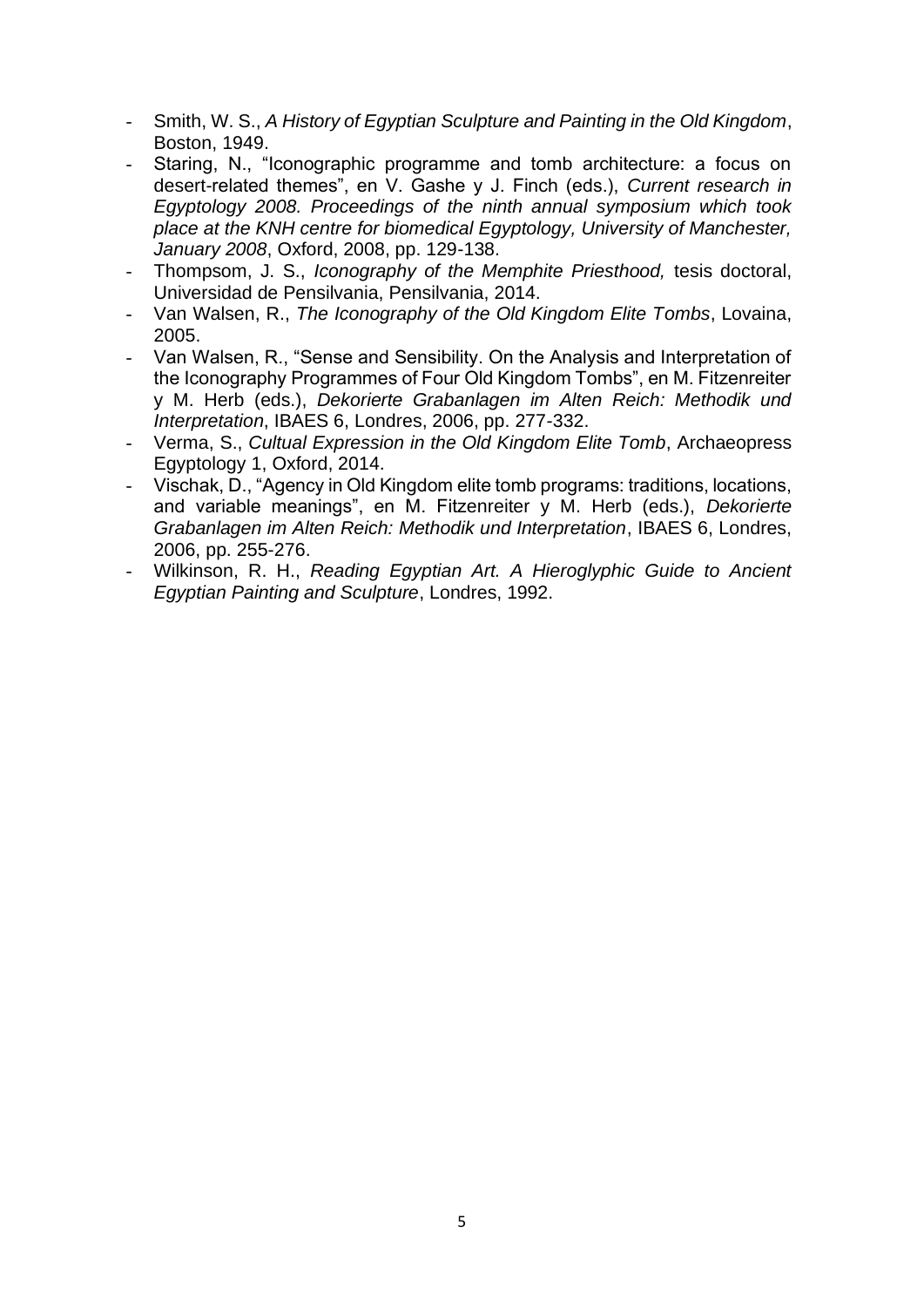- Smith, W. S., *A History of Egyptian Sculpture and Painting in the Old Kingdom*, Boston, 1949.
- Staring, N., "Iconographic programme and tomb architecture: a focus on desert-related themes", en V. Gashe y J. Finch (eds.), *Current research in Egyptology 2008. Proceedings of the ninth annual symposium which took place at the KNH centre for biomedical Egyptology, University of Manchester, January 2008*, Oxford, 2008, pp. 129-138.
- Thompsom, J. S., *Iconography of the Memphite Priesthood,* tesis doctoral, Universidad de Pensilvania, Pensilvania, 2014.
- Van Walsen, R., *The Iconography of the Old Kingdom Elite Tombs*, Lovaina, 2005.
- Van Walsen, R., "Sense and Sensibility. On the Analysis and Interpretation of the Iconography Programmes of Four Old Kingdom Tombs", en M. Fitzenreiter y M. Herb (eds.), *Dekorierte Grabanlagen im Alten Reich: Methodik und Interpretation*, IBAES 6, Londres, 2006, pp. 277-332.
- Verma, S., *Cultual Expression in the Old Kingdom Elite Tomb*, Archaeopress Egyptology 1, Oxford, 2014.
- Vischak, D., "Agency in Old Kingdom elite tomb programs: traditions, locations, and variable meanings", en M. Fitzenreiter y M. Herb (eds.), *Dekorierte Grabanlagen im Alten Reich: Methodik und Interpretation*, IBAES 6, Londres, 2006, pp. 255-276.
- Wilkinson, R. H., *Reading Egyptian Art. A Hieroglyphic Guide to Ancient Egyptian Painting and Sculpture*, Londres, 1992.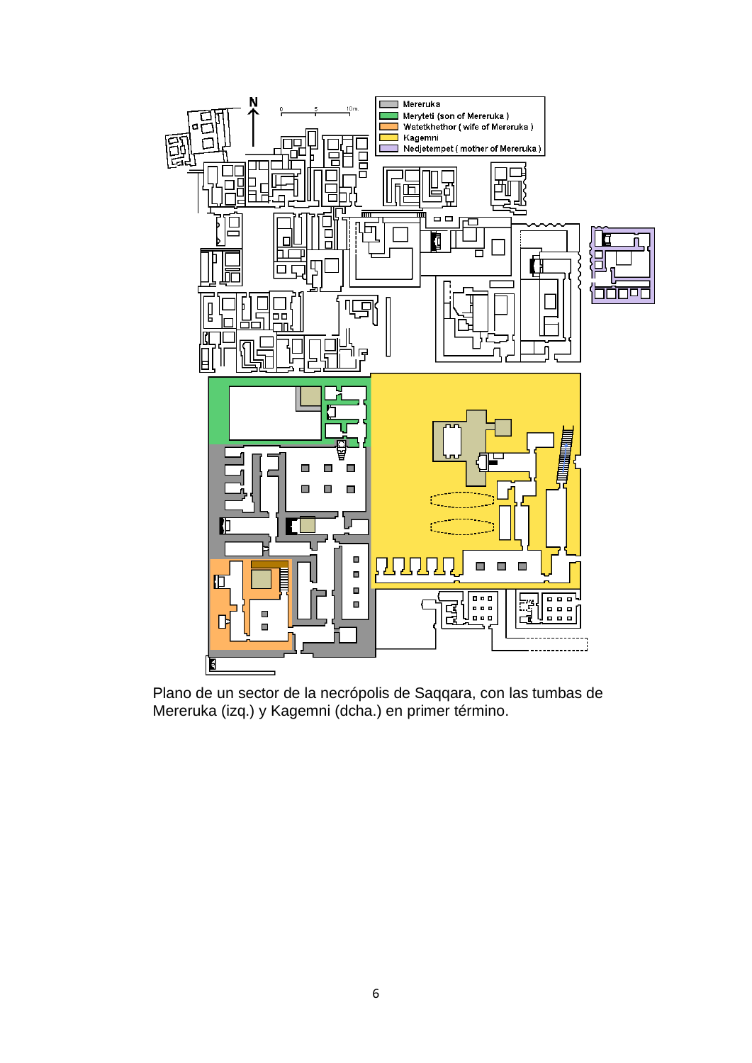Mereruka
Meryteti (son of Mereruka )
Watetkhethor ( wife of Mereruka )
Kagemni
Nedjetempet ( mother of Mereruka )

N

0 5 10m.

Plano de un sector de la necrópolis de Saqqara, con las tumbas de Mereruka (izq.) y Kagemni (dcha.) en primer término.